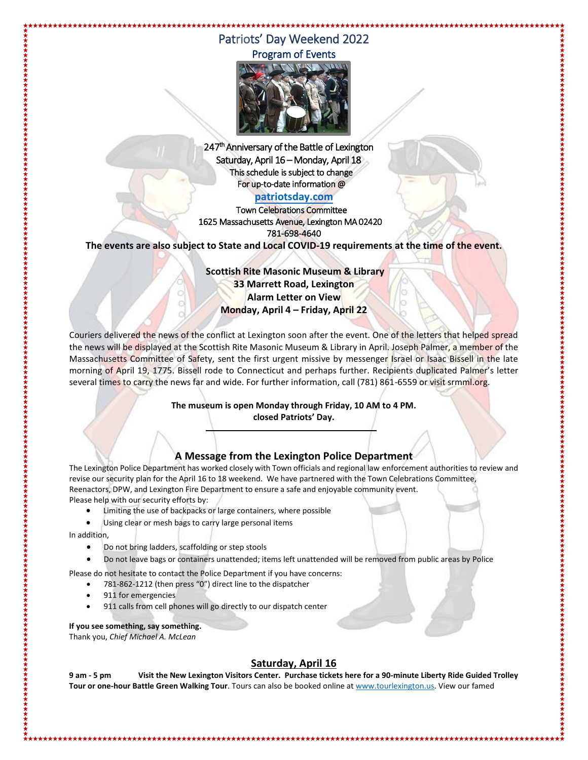# Patriots' Day Weekend 2022

## Program of Events

247th Anniversary of the Battle of Lexington
Saturday, April 16 – Monday, April 18
This schedule is subject to change
For up-to-date information @
**patriotsday.com**
Town Celebrations Committee
1625 Massachusetts Avenue, Lexington MA 02420
781-698-4640

**The events are also subject to State and Local COVID-19 requirements at the time of the event.**

**Scottish Rite Masonic Museum & Library**
**33 Marrett Road, Lexington**
**Alarm Letter on View**
**Monday, April 4 – Friday, April 22**

Couriers delivered the news of the conflict at Lexington soon after the event. One of the letters that helped spread the news will be displayed at the Scottish Rite Masonic Museum & Library in April. Joseph Palmer, a member of the Massachusetts Committee of Safety, sent the first urgent missive by messenger Israel or Isaac Bissell in the late morning of April 19, 1775. Bissell rode to Connecticut and perhaps further. Recipients duplicated Palmer's letter several times to carry the news far and wide. For further information, call (781) 861-6559 or visit srmml.org.

**The museum is open Monday through Friday, 10 AM to 4 PM.**
**closed Patriots' Day.**

---

### A Message from the Lexington Police Department

The Lexington Police Department has worked closely with Town officials and regional law enforcement authorities to review and revise our security plan for the April 16 to 18 weekend. We have partnered with the Town Celebrations Committee, Reenactors, DPW, and Lexington Fire Department to ensure a safe and enjoyable community event.
Please help with our security efforts by:

- Limiting the use of backpacks or large containers, where possible
- Using clear or mesh bags to carry large personal items

In addition,

- Do not bring ladders, scaffolding or step stools
- Do not leave bags or containers unattended; items left unattended will be removed from public areas by Police

Please do not hesitate to contact the Police Department if you have concerns:

- 781-862-1212 (then press "0") direct line to the dispatcher
- 911 for emergencies
- 911 calls from cell phones will go directly to our dispatch center

**If you see something, say something.**
Thank you, *Chief Michael A. McLean*

## Saturday, April 16

**9 am - 5 pm** **Visit the New Lexington Visitors Center. Purchase tickets here for a 90-minute Liberty Ride Guided Trolley Tour or one-hour Battle Green Walking Tour**. Tours can also be booked online at www.tourlexington.us. View our famed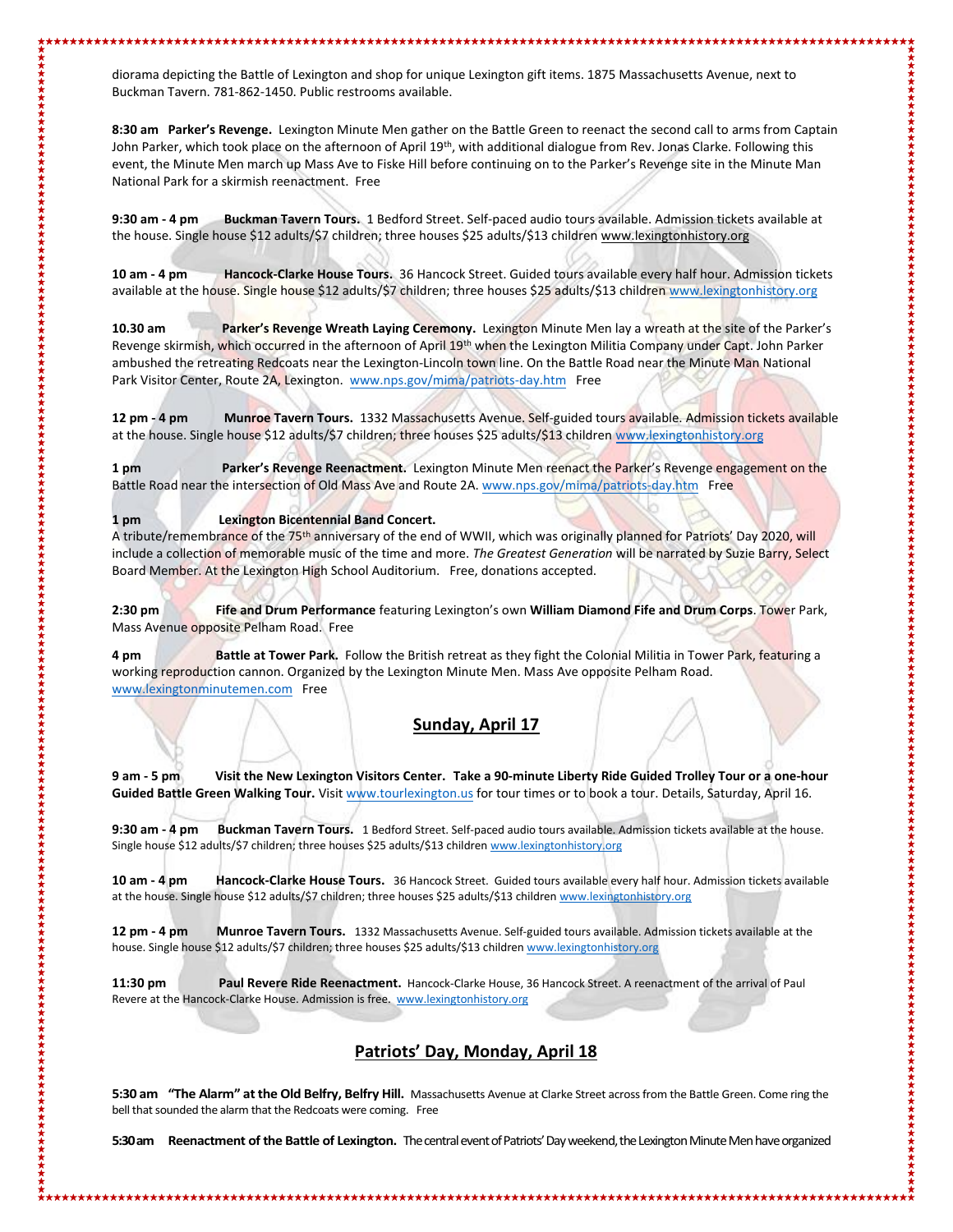diorama depicting the Battle of Lexington and shop for unique Lexington gift items. 1875 Massachusetts Avenue, next to Buckman Tavern. 781-862-1450. Public restrooms available.

**8:30 am Parker's Revenge.** Lexington Minute Men gather on the Battle Green to reenact the second call to arms from Captain John Parker, which took place on the afternoon of April 19th, with additional dialogue from Rev. Jonas Clarke. Following this event, the Minute Men march up Mass Ave to Fiske Hill before continuing on to the Parker's Revenge site in the Minute Man National Park for a skirmish reenactment. Free

**9:30 am - 4 pm Buckman Tavern Tours.** 1 Bedford Street. Self-paced audio tours available. Admission tickets available at the house. Single house $12 adults/$7 children; three houses $25 adults/$13 children www.lexingtonhistory.org

**10 am - 4 pm Hancock-Clarke House Tours.** 36 Hancock Street. Guided tours available every half hour. Admission tickets available at the house. Single house $12 adults/$7 children; three houses $25 adults/$13 children www.lexingtonhistory.org

**10.30 am Parker's Revenge Wreath Laying Ceremony.** Lexington Minute Men lay a wreath at the site of the Parker's Revenge skirmish, which occurred in the afternoon of April 19th when the Lexington Militia Company under Capt. John Parker ambushed the retreating Redcoats near the Lexington-Lincoln town line. On the Battle Road near the Minute Man National Park Visitor Center, Route 2A, Lexington. www.nps.gov/mima/patriots-day.htm Free

**12 pm - 4 pm Munroe Tavern Tours.** 1332 Massachusetts Avenue. Self-guided tours available. Admission tickets available at the house. Single house $12 adults/$7 children; three houses $25 adults/$13 children www.lexingtonhistory.org

**1 pm Parker's Revenge Reenactment.** Lexington Minute Men reenact the Parker's Revenge engagement on the Battle Road near the intersection of Old Mass Ave and Route 2A. www.nps.gov/mima/patriots-day.htm Free

**1 pm Lexington Bicentennial Band Concert.**
A tribute/remembrance of the 75th anniversary of the end of WWII, which was originally planned for Patriots' Day 2020, will include a collection of memorable music of the time and more. *The Greatest Generation* will be narrated by Suzie Barry, Select Board Member. At the Lexington High School Auditorium. Free, donations accepted.

**2:30 pm Fife and Drum Performance** featuring Lexington's own **William Diamond Fife and Drum Corps**. Tower Park, Mass Avenue opposite Pelham Road. Free

**4 pm Battle at Tower Park.** Follow the British retreat as they fight the Colonial Militia in Tower Park, featuring a working reproduction cannon. Organized by the Lexington Minute Men. Mass Ave opposite Pelham Road. www.lexingtonminutemen.com Free

## Sunday, April 17

**9 am - 5 pm Visit the New Lexington Visitors Center. Take a 90-minute Liberty Ride Guided Trolley Tour or a one-hour Guided Battle Green Walking Tour.** Visit www.tourlexington.us for tour times or to book a tour. Details, Saturday, April 16.

**9:30 am - 4 pm Buckman Tavern Tours.** 1 Bedford Street. Self-paced audio tours available. Admission tickets available at the house. Single house $12 adults/$7 children; three houses $25 adults/$13 children www.lexingtonhistory.org

**10 am - 4 pm Hancock-Clarke House Tours.** 36 Hancock Street. Guided tours available every half hour. Admission tickets available at the house. Single house $12 adults/$7 children; three houses $25 adults/$13 children www.lexingtonhistory.org

**12 pm - 4 pm Munroe Tavern Tours.** 1332 Massachusetts Avenue. Self-guided tours available. Admission tickets available at the house. Single house $12 adults/$7 children; three houses $25 adults/$13 children www.lexingtonhistory.org

**11:30 pm Paul Revere Ride Reenactment.** Hancock-Clarke House, 36 Hancock Street. A reenactment of the arrival of Paul Revere at the Hancock-Clarke House. Admission is free. www.lexingtonhistory.org

## Patriots' Day, Monday, April 18

**5:30 am "The Alarm" at the Old Belfry, Belfry Hill.** Massachusetts Avenue at Clarke Street across from the Battle Green. Come ring the bell that sounded the alarm that the Redcoats were coming. Free

**5:30 am Reenactment of the Battle of Lexington.** The central event of Patriots' Day weekend, the Lexington Minute Men have organized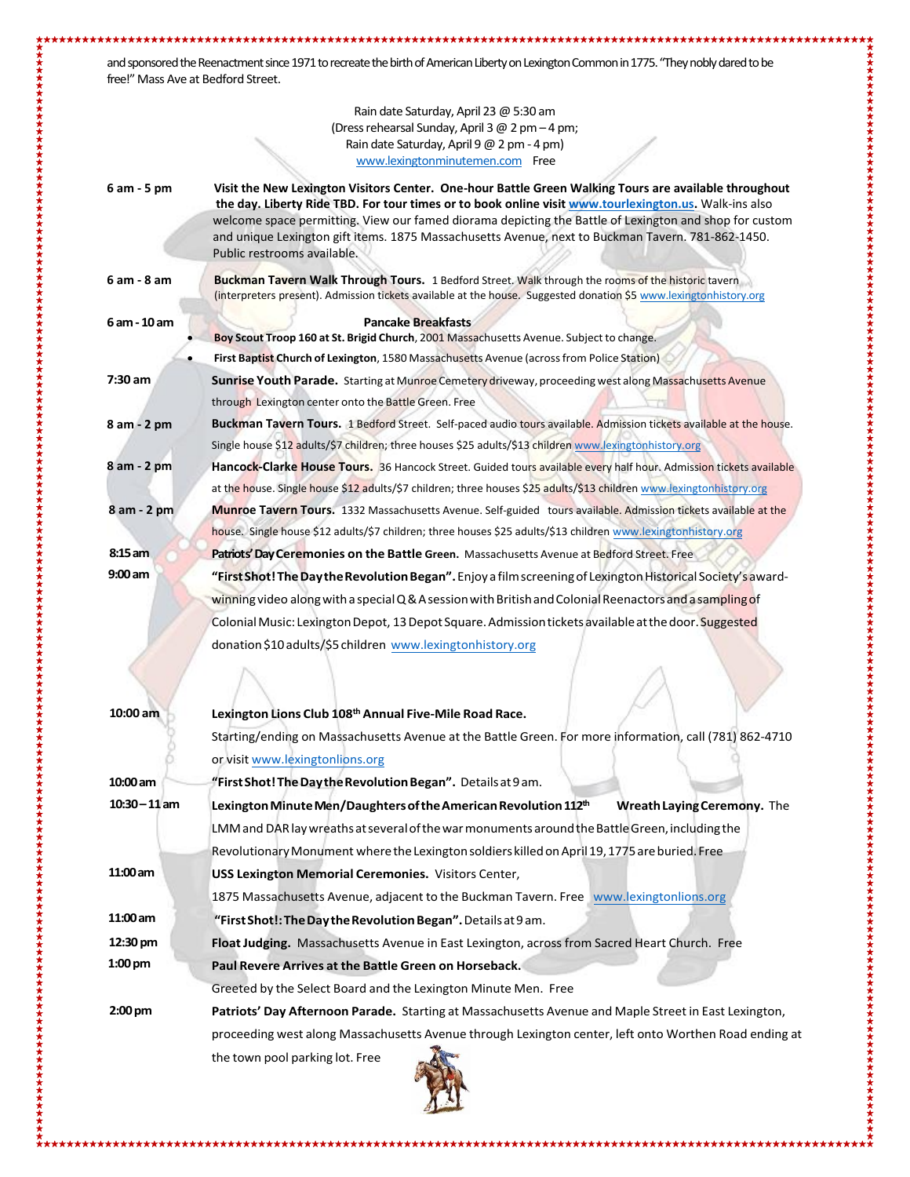and sponsored the Reenactment since 1971 to recreate the birth of American Liberty on Lexington Common in 1775. "They nobly dared to be free!" Mass Ave at Bedford Street.

Rain date Saturday, April 23 @ 5:30 am
(Dress rehearsal Sunday, April 3 @ 2 pm – 4 pm;
Rain date Saturday, April 9 @ 2 pm - 4 pm)
www.lexingtonminutemen.com Free

**6 am - 5 pm** — **Visit the New Lexington Visitors Center. One-hour Battle Green Walking Tours are available throughout the day. Liberty Ride TBD. For tour times or to book online visit www.tourlexington.us.** Walk-ins also welcome space permitting. View our famed diorama depicting the Battle of Lexington and shop for custom and unique Lexington gift items. 1875 Massachusetts Avenue, next to Buckman Tavern. 781-862-1450. Public restrooms available.

**6 am - 8 am** — **Buckman Tavern Walk Through Tours.** 1 Bedford Street. Walk through the rooms of the historic tavern (interpreters present). Admission tickets available at the house. Suggested donation $5 www.lexingtonhistory.org

**6 am - 10 am** — **Pancake Breakfasts**

- **Boy Scout Troop 160 at St. Brigid Church**, 2001 Massachusetts Avenue. Subject to change.
- **First Baptist Church of Lexington**, 1580 Massachusetts Avenue (across from Police Station)

**7:30 am** — **Sunrise Youth Parade.** Starting at Munroe Cemetery driveway, proceeding west along Massachusetts Avenue through Lexington center onto the Battle Green. Free

**8 am - 2 pm** — **Buckman Tavern Tours.** 1 Bedford Street. Self-paced audio tours available. Admission tickets available at the house. Single house $12 adults/$7 children; three houses $25 adults/$13 children www.lexingtonhistory.org

**8 am - 2 pm** — **Hancock-Clarke House Tours.** 36 Hancock Street. Guided tours available every half hour. Admission tickets available at the house. Single house $12 adults/$7 children; three houses $25 adults/$13 children www.lexingtonhistory.org

**8 am - 2 pm** — **Munroe Tavern Tours.** 1332 Massachusetts Avenue. Self-guided tours available. Admission tickets available at the house. Single house $12 adults/$7 children; three houses $25 adults/$13 children www.lexingtonhistory.org

**8:15 am** — **Patriots' Day Ceremonies on the Battle Green.** Massachusetts Avenue at Bedford Street. Free

**9:00 am** — **"First Shot! The Day the Revolution Began".** Enjoy a film screening of Lexington Historical Society's award-winning video along with a special Q & A session with British and Colonial Reenactors and a sampling of Colonial Music: Lexington Depot, 13 Depot Square. Admission tickets available at the door. Suggested donation $10 adults/$5 children www.lexingtonhistory.org

**10:00 am** — **Lexington Lions Club 108th Annual Five-Mile Road Race.** Starting/ending on Massachusetts Avenue at the Battle Green. For more information, call (781) 862-4710 or visit www.lexingtonlions.org

**10:00 am** — **"First Shot! The Day the Revolution Began".** Details at 9 am.

**10:30 – 11 am** — **Lexington Minute Men/Daughters of the American Revolution 112th Wreath Laying Ceremony.** The LMM and DAR lay wreaths at several of the war monuments around the Battle Green, including the Revolutionary Monument where the Lexington soldiers killed on April 19, 1775 are buried. Free

**11:00 am** — **USS Lexington Memorial Ceremonies.** Visitors Center, 1875 Massachusetts Avenue, adjacent to the Buckman Tavern. Free www.lexingtonlions.org

**11:00 am** — **"First Shot!: The Day the Revolution Began".** Details at 9 am.

**12:30 pm** — **Float Judging.** Massachusetts Avenue in East Lexington, across from Sacred Heart Church. Free

**1:00 pm** — **Paul Revere Arrives at the Battle Green on Horseback.** Greeted by the Select Board and the Lexington Minute Men. Free

**2:00 pm** — **Patriots' Day Afternoon Parade.** Starting at Massachusetts Avenue and Maple Street in East Lexington, proceeding west along Massachusetts Avenue through Lexington center, left onto Worthen Road ending at the town pool parking lot. Free